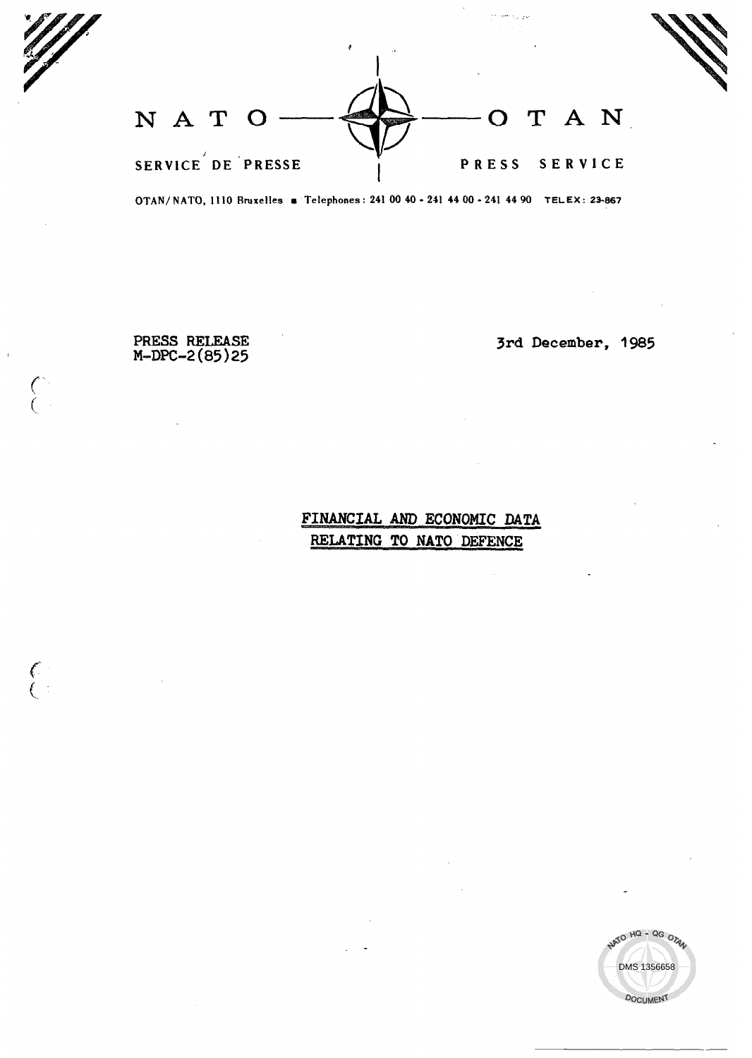NATO — OTAN

SERVICE DE PRESSE — PRESS SERVICE

OTAN/NATO, 1110 Bruxelles ■ Telephones: 241 00 40 - 241 44 00 - 241 44 90 TELEX: 23-867

PRESS RELEASE
M-DPC-2(85)25

3rd December, 1985

# FINANCIAL AND ECONOMIC DATA RELATING TO NATO DEFENCE

DMS 1356658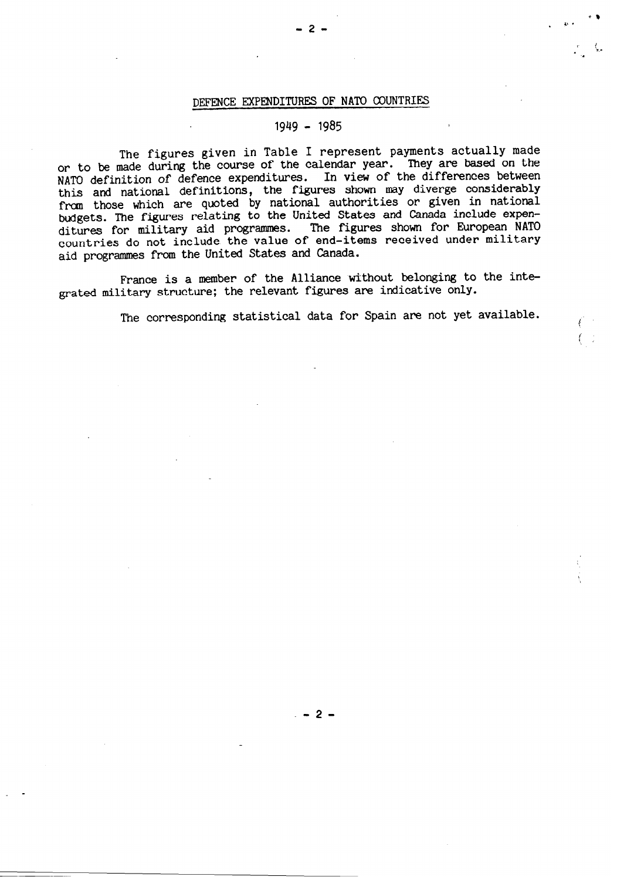## DEFENCE EXPENDITURES OF NATO COUNTRIES

### 1949 - 1985

The figures given in Table I represent payments actually made or to be made during the course of the calendar year. They are based on the NATO definition of defence expenditures. In view of the differences between this and national definitions, the figures shown may diverge considerably from those which are quoted by national authorities or given in national budgets. The figures relating to the United States and Canada include expenditures for military aid programmes. The figures shown for European NATO countries do not include the value of end-items received under military aid programmes from the United States and Canada.

France is a member of the Alliance without belonging to the integrated military structure; the relevant figures are indicative only.

The corresponding statistical data for Spain are not yet available.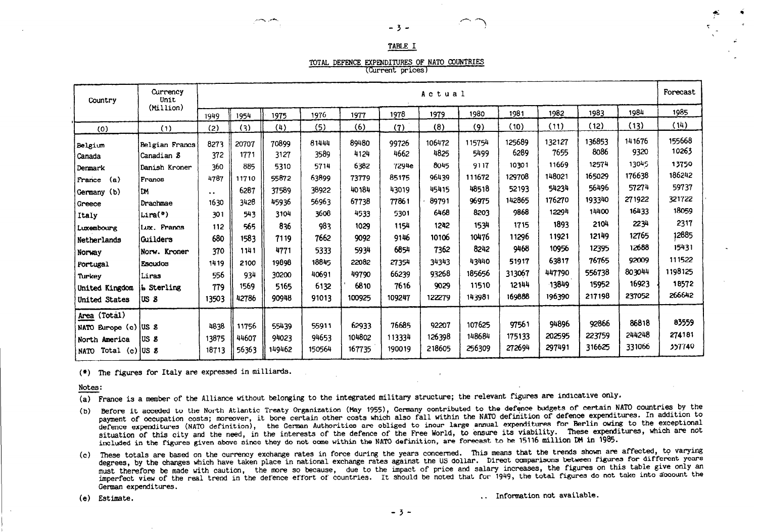## TABLE I

### TOTAL DEFENCE EXPENDITURES OF NATO COUNTRIES
(Current prices)

| Country | Currency Unit (Million) | Actual | | | | | | | | | | | | Forecast |
|---|---|---|---|---|---|---|---|---|---|---|---|---|---|---|
| | | 1949 | 1954 | 1975 | 1976 | 1977 | 1978 | 1979 | 1980 | 1981 | 1982 | 1983 | 1984 | 1985 |
| (0) | (1) | (2) | (3) | (4) | (5) | (6) | (7) | (8) | (9) | (10) | (11) | (12) | (13) | (14) |
| Belgium | Belgian Francs | 8273 | 20707 | 70899 | 81444 | 89480 | 99726 | 106472 | 115754 | 125689 | 132127 | 136853 | 141676 | 155668 |
| Canada | Canadian $ | 372 | 1771 | 3127 | 3589 | 4124 | 4662 | 4825 | 5499 | 6289 | 7655 | 8086 | 9320 | 10263 |
| Denmark | Danish Kroner | 360 | 885 | 5310 | 5714 | 6382 | 7294e | 8045 | 9117 | 10301 | 11669 | 12574 | 13045 | 13750 |
| France (a) | Francs | 4787 | 11710 | 55872 | 63899 | 73779 | 85175 | 96439 | 111672 | 129708 | 148021 | 165029 | 176638 | 186242 |
| Germany (b) | DM | .. | 6287 | 37589 | 38922 | 40184 | 43019 | 45415 | 48518 | 52193 | 54234 | 56496 | 57274 | 59737 |
| Greece | Drachmae | 1630 | 3428 | 45936 | 56963 | 67738 | 77861 | 89791 | 96975 | 142865 | 176270 | 193340 | 271922 | 321722 |
| Italy | Lira(*) | 301 | 543 | 3104 | 3608 | 4533 | 5301 | 6468 | 8203 | 9868 | 12294 | 14400 | 16433 | 18059 |
| Luxembourg | Lux. Francs | 112 | 565 | 836 | 983 | 1029 | 1154 | 1242 | 1534 | 1715 | 1893 | 2104 | 2234 | 2317 |
| Netherlands | Guilders | 680 | 1583 | 7119 | 7662 | 9092 | 9146 | 10106 | 10476 | 11296 | 11921 | 12149 | 12765 | 12885 |
| Norway | Norw. Kroner | 370 | 1141 | 4771 | 5333 | 5934 | 6854 | 7362 | 8242 | 9468 | 10956 | 12395 | 12688 | 15431 |
| Portugal | Escudos | 1419 | 2100 | 19898 | 18845 | 22082 | 27354 | 34343 | 43440 | 51917 | 63817 | 76765 | 92009 | 111522 |
| Turkey | Liras | 556 | 934 | 30200 | 40691 | 49790 | 66239 | 93268 | 185656 | 313067 | 447790 | 556738 | 803044 | 1198125 |
| United Kingdom | £ Sterling | 779 | 1569 | 5165 | 6132 | 6810 | 7616 | 9029 | 11510 | 12144 | 13849 | 15952 | 16923 | 18572 |
| United States | US $ | 13503 | 42786 | 90948 | 91013 | 100925 | 109247 | 122279 | 143981 | 169888 | 196390 | 217198 | 237052 | 266642 |
| Area (Total) | | | | | | | | | | | | | | |
| NATO Europe (c) | US $ | 4838 | 11756 | 55439 | 55911 | 62933 | 76685 | 92207 | 107625 | 97561 | 94896 | 92866 | 86818 | 83559 |
| North America | US $ | 13875 | 44607 | 94023 | 94653 | 104802 | 113334 | 126398 | 148684 | 175133 | 202595 | 223759 | 244248 | 274181 |
| NATO Total (c) | US $ | 18713 | 56363 | 149462 | 150564 | 167735 | 190019 | 218605 | 256309 | 272694 | 297491 | 316625 | 331066 | 357740 |

(*) The figures for Italy are expressed in milliards.

Notes:

(a) France is a member of the Alliance without belonging to the integrated military structure; the relevant figures are indicative only.

(b) Before it acceded to the North Atlantic Treaty Organization (May 1955), Germany contributed to the defence budgets of certain NATO countries by the payment of occupation costs; moreover, it bore certain other costs which also fall within the NATO definition of defence expenditures. In addition to defence expenditures (NATO definition), the German Authorities are obliged to incur large annual expenditures for Berlin owing to the exceptional situation of this city and the need, in the interests of the defence of the Free World, to ensure its viability. These expenditures, which are not included in the figures given above since they do not come within the NATO definition, are forecast to be 15116 million DM in 1985.

(c) These totals are based on the currency exchange rates in force during the years concerned. This means that the trends shown are affected, to varying degrees, by the changes which have taken place in national exchange rates against the US dollar. Direct comparisons between figures for different years must therefore be made with caution, the more so because, due to the impact of price and salary increases, the figures on this table give only an imperfect view of the real trend in the defence effort of countries. It should be noted that for 1949, the total figures do not take into account the German expenditures.

(e) Estimate.

.. Information not available.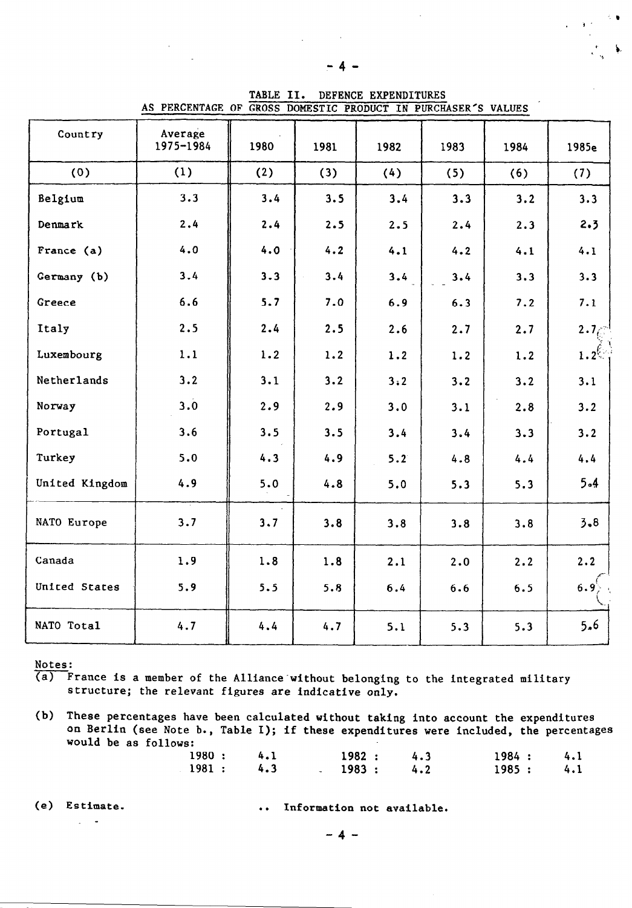TABLE II. DEFENCE EXPENDITURES
AS PERCENTAGE OF GROSS DOMESTIC PRODUCT IN PURCHASER'S VALUES

| Country | Average 1975-1984 | 1980 | 1981 | 1982 | 1983 | 1984 | 1985e |
|---|---|---|---|---|---|---|---|
| (0) | (1) | (2) | (3) | (4) | (5) | (6) | (7) |
| Belgium | 3.3 | 3.4 | 3.5 | 3.4 | 3.3 | 3.2 | 3.3 |
| Denmark | 2.4 | 2.4 | 2.5 | 2.5 | 2.4 | 2.3 | 2.3 |
| France (a) | 4.0 | 4.0 | 4.2 | 4.1 | 4.2 | 4.1 | 4.1 |
| Germany (b) | 3.4 | 3.3 | 3.4 | 3.4 | 3.4 | 3.3 | 3.3 |
| Greece | 6.6 | 5.7 | 7.0 | 6.9 | 6.3 | 7.2 | 7.1 |
| Italy | 2.5 | 2.4 | 2.5 | 2.6 | 2.7 | 2.7 | 2.7 |
| Luxembourg | 1.1 | 1.2 | 1.2 | 1.2 | 1.2 | 1.2 | 1.2 |
| Netherlands | 3.2 | 3.1 | 3.2 | 3.2 | 3.2 | 3.2 | 3.1 |
| Norway | 3.0 | 2.9 | 2.9 | 3.0 | 3.1 | 2.8 | 3.2 |
| Portugal | 3.6 | 3.5 | 3.5 | 3.4 | 3.4 | 3.3 | 3.2 |
| Turkey | 5.0 | 4.3 | 4.9 | 5.2 | 4.8 | 4.4 | 4.4 |
| United Kingdom | 4.9 | 5.0 | 4.8 | 5.0 | 5.3 | 5.3 | 5.4 |
| NATO Europe | 3.7 | 3.7 | 3.8 | 3.8 | 3.8 | 3.8 | 3.8 |
| Canada | 1.9 | 1.8 | 1.8 | 2.1 | 2.0 | 2.2 | 2.2 |
| United States | 5.9 | 5.5 | 5.8 | 6.4 | 6.6 | 6.5 | 6.9 |
| NATO Total | 4.7 | 4.4 | 4.7 | 5.1 | 5.3 | 5.3 | 5.6 |

Notes:

(a) France is a member of the Alliance without belonging to the integrated military structure; the relevant figures are indicative only.

(b) These percentages have been calculated without taking into account the expenditures on Berlin (see Note b., Table I); if these expenditures were included, the percentages would be as follows:

| | | | | | |
|---|---|---|---|---|---|
| 1980 : | 4.1 | 1982 : | 4.3 | 1984 : | 4.1 |
| 1981 : | 4.3 | 1983 : | 4.2 | 1985 : | 4.1 |

(e) Estimate. .. Information not available.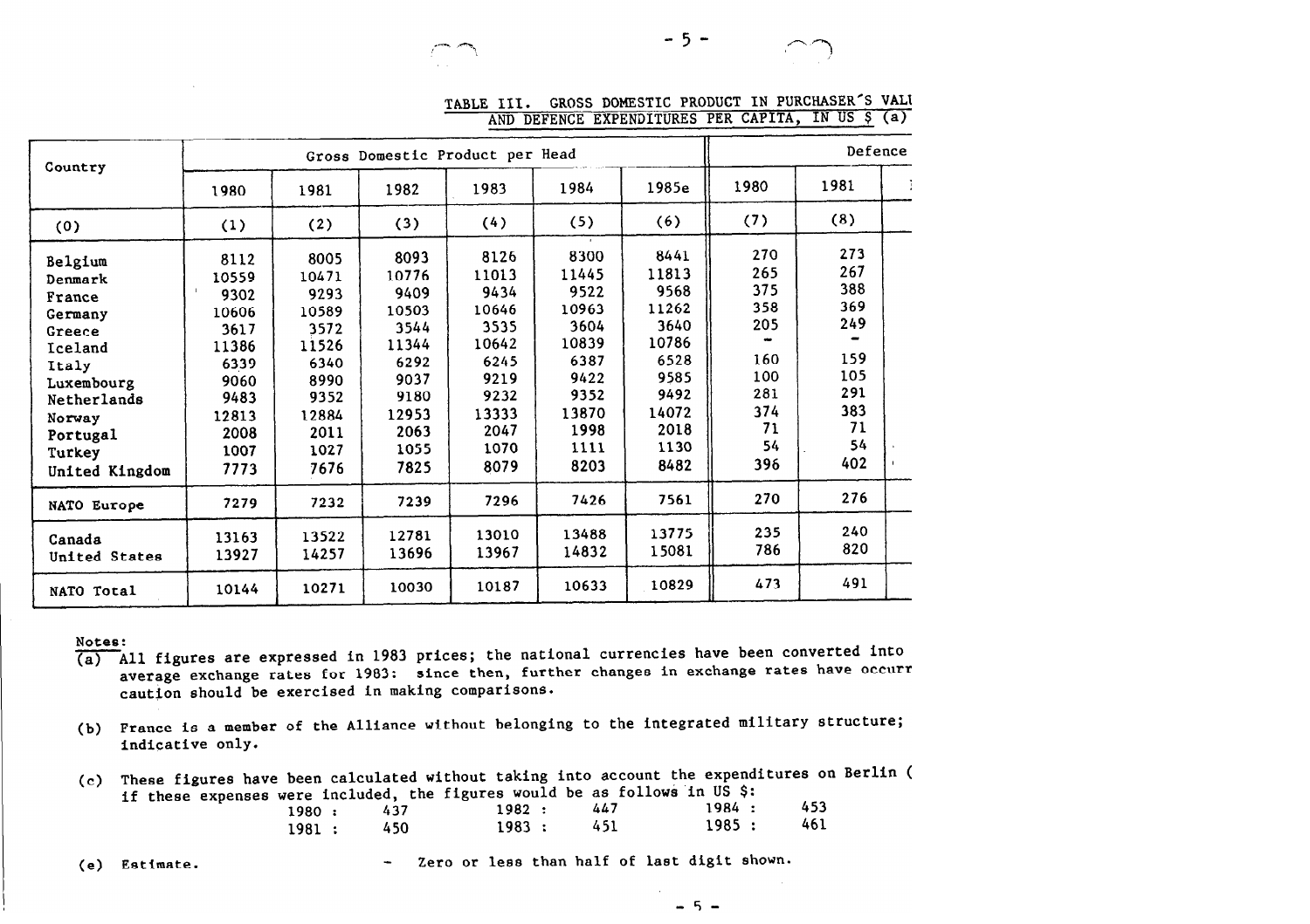TABLE III. GROSS DOMESTIC PRODUCT IN PURCHASER'S VALU AND DEFENCE EXPENDITURES PER CAPITA, IN US $ (a)

| Country | Gross Domestic Product per Head | | | | | | Defence | |
|---|---|---|---|---|---|---|---|---|
| | 1980 | 1981 | 1982 | 1983 | 1984 | 1985e | 1980 | 1981 |
| (0) | (1) | (2) | (3) | (4) | (5) | (6) | (7) | (8) |
| Belgium | 8112 | 8005 | 8093 | 8126 | 8300 | 8441 | 270 | 273 |
| Denmark | 10559 | 10471 | 10776 | 11013 | 11445 | 11813 | 265 | 267 |
| France | 9302 | 9293 | 9409 | 9434 | 9522 | 9568 | 375 | 388 |
| Germany | 10606 | 10589 | 10503 | 10646 | 10963 | 11262 | 358 | 369 |
| Greece | 3617 | 3572 | 3544 | 3535 | 3604 | 3640 | 205 | 249 |
| Iceland | 11386 | 11526 | 11344 | 10642 | 10839 | 10786 | - | - |
| Italy | 6339 | 6340 | 6292 | 6245 | 6387 | 6528 | 160 | 159 |
| Luxembourg | 9060 | 8990 | 9037 | 9219 | 9422 | 9585 | 100 | 105 |
| Netherlands | 9483 | 9352 | 9180 | 9232 | 9352 | 9492 | 281 | 291 |
| Norway | 12813 | 12884 | 12953 | 13333 | 13870 | 14072 | 374 | 383 |
| Portugal | 2008 | 2011 | 2063 | 2047 | 1998 | 2018 | 71 | 71 |
| Turkey | 1007 | 1027 | 1055 | 1070 | 1111 | 1130 | 54 | 54 |
| United Kingdom | 7773 | 7676 | 7825 | 8079 | 8203 | 8482 | 396 | 402 |
| NATO Europe | 7279 | 7232 | 7239 | 7296 | 7426 | 7561 | 270 | 276 |
| Canada | 13163 | 13522 | 12781 | 13010 | 13488 | 13775 | 235 | 240 |
| United States | 13927 | 14257 | 13696 | 13967 | 14832 | 15081 | 786 | 820 |
| NATO Total | 10144 | 10271 | 10030 | 10187 | 10633 | 10829 | 473 | 491 |

**Notes:**

(a) All figures are expressed in 1983 prices; the national currencies have been converted into average exchange rates for 1983: since then, further changes in exchange rates have occurr caution should be exercised in making comparisons.

(b) France is a member of the Alliance without belonging to the integrated military structure; indicative only.

(c) These figures have been calculated without taking into account the expenditures on Berlin ( if these expenses were included, the figures would be as follows in US $:

| | | | | | |
|---|---|---|---|---|---|
| 1980 : | 437 | 1982 : | 447 | 1984 : | 453 |
| 1981 : | 450 | 1983 : | 451 | 1985 : | 461 |

(e) Estimate. — Zero or less than half of last digit shown.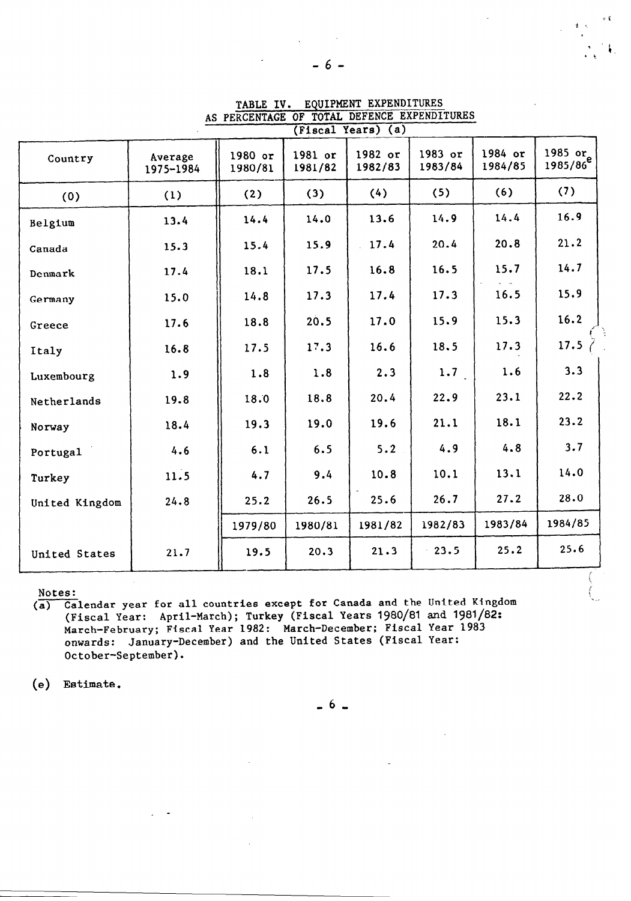## TABLE IV. EQUIPMENT EXPENDITURES AS PERCENTAGE OF TOTAL DEFENCE EXPENDITURES

(Fiscal Years) (a)

| Country | Average 1975-1984 | 1980 or 1980/81 | 1981 or 1981/82 | 1982 or 1982/83 | 1983 or 1983/84 | 1984 or 1984/85 | 1985 or 1985/86[e] |
|---|---|---|---|---|---|---|---|
| (0) | (1) | (2) | (3) | (4) | (5) | (6) | (7) |
| Belgium | 13.4 | 14.4 | 14.0 | 13.6 | 14.9 | 14.4 | 16.9 |
| Canada | 15.3 | 15.4 | 15.9 | 17.4 | 20.4 | 20.8 | 21.2 |
| Denmark | 17.4 | 18.1 | 17.5 | 16.8 | 16.5 | 15.7 | 14.7 |
| Germany | 15.0 | 14.8 | 17.3 | 17.4 | 17.3 | 16.5 | 15.9 |
| Greece | 17.6 | 18.8 | 20.5 | 17.0 | 15.9 | 15.3 | 16.2 |
| Italy | 16.8 | 17.5 | 17.3 | 16.6 | 18.5 | 17.3 | 17.5 |
| Luxembourg | 1.9 | 1.8 | 1.8 | 2.3 | 1.7 | 1.6 | 3.3 |
| Netherlands | 19.8 | 18.0 | 18.8 | 20.4 | 22.9 | 23.1 | 22.2 |
| Norway | 18.4 | 19.3 | 19.0 | 19.6 | 21.1 | 18.1 | 23.2 |
| Portugal | 4.6 | 6.1 | 6.5 | 5.2 | 4.9 | 4.8 | 3.7 |
| Turkey | 11.5 | 4.7 | 9.4 | 10.8 | 10.1 | 13.1 | 14.0 |
| United Kingdom | 24.8 | 25.2 | 26.5 | 25.6 | 26.7 | 27.2 | 28.0 |
| | | 1979/80 | 1980/81 | 1981/82 | 1982/83 | 1983/84 | 1984/85 |
| United States | 21.7 | 19.5 | 20.3 | 21.3 | 23.5 | 25.2 | 25.6 |

Notes:

(a) Calendar year for all countries except for Canada and the United Kingdom (Fiscal Year: April-March); Turkey (Fiscal Years 1980/81 and 1981/82: March-February; Fiscal Year 1982: March-December; Fiscal Year 1983 onwards: January-December) and the United States (Fiscal Year: October-September).

(e) Estimate.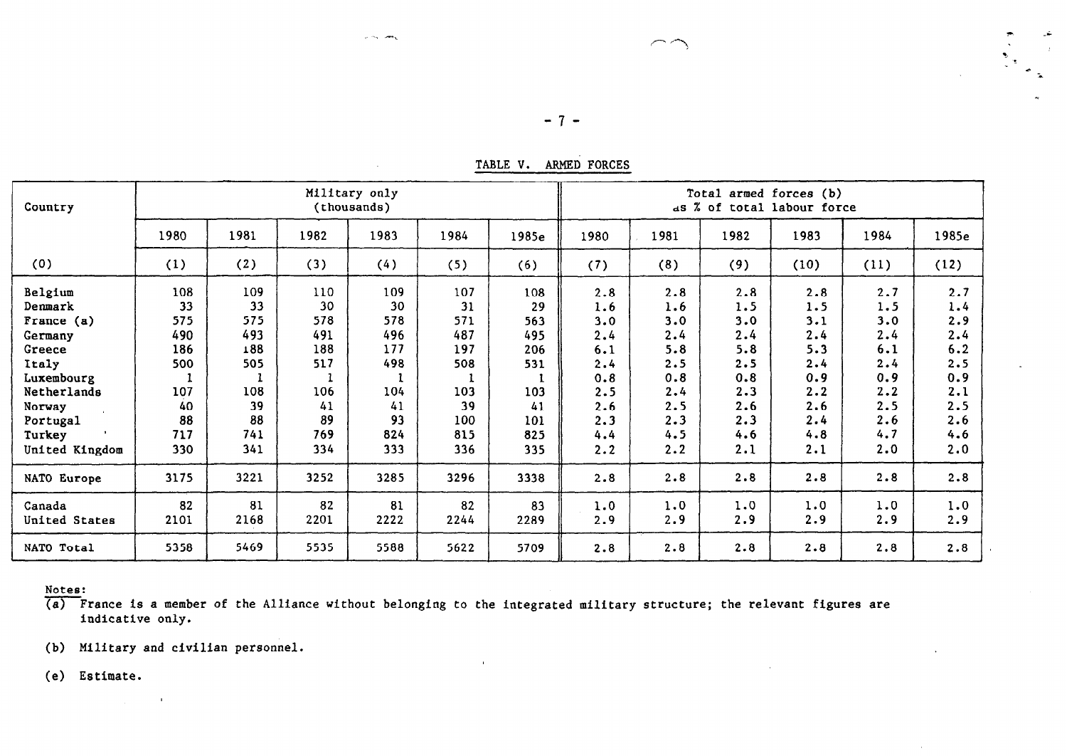## TABLE V. ARMED FORCES

| Country | Military only (thousands) | | | | | | Total armed forces (b) as % of total labour force | | | | | |
|---|---|---|---|---|---|---|---|---|---|---|---|---|
| | 1980 | 1981 | 1982 | 1983 | 1984 | 1985e | 1980 | 1981 | 1982 | 1983 | 1984 | 1985e |
| (0) | (1) | (2) | (3) | (4) | (5) | (6) | (7) | (8) | (9) | (10) | (11) | (12) |
| Belgium | 108 | 109 | 110 | 109 | 107 | 108 | 2.8 | 2.8 | 2.8 | 2.8 | 2.7 | 2.7 |
| Denmark | 33 | 33 | 30 | 30 | 31 | 29 | 1.6 | 1.6 | 1.5 | 1.5 | 1.5 | 1.4 |
| France (a) | 575 | 575 | 578 | 578 | 571 | 563 | 3.0 | 3.0 | 3.0 | 3.1 | 3.0 | 2.9 |
| Germany | 490 | 493 | 491 | 496 | 487 | 495 | 2.4 | 2.4 | 2.4 | 2.4 | 2.4 | 2.4 |
| Greece | 186 | 188 | 188 | 177 | 197 | 206 | 6.1 | 5.8 | 5.8 | 5.3 | 6.1 | 6.2 |
| Italy | 500 | 505 | 517 | 498 | 508 | 531 | 2.4 | 2.5 | 2.5 | 2.4 | 2.4 | 2.5 |
| Luxembourg | 1 | 1 | 1 | 1 | 1 | 1 | 0.8 | 0.8 | 0.8 | 0.9 | 0.9 | 0.9 |
| Netherlands | 107 | 108 | 106 | 104 | 103 | 103 | 2.5 | 2.4 | 2.3 | 2.2 | 2.2 | 2.1 |
| Norway | 40 | 39 | 41 | 41 | 39 | 41 | 2.6 | 2.5 | 2.6 | 2.6 | 2.5 | 2.5 |
| Portugal | 88 | 88 | 89 | 93 | 100 | 101 | 2.3 | 2.3 | 2.3 | 2.4 | 2.6 | 2.6 |
| Turkey | 717 | 741 | 769 | 824 | 815 | 825 | 4.4 | 4.5 | 4.6 | 4.8 | 4.7 | 4.6 |
| United Kingdom | 330 | 341 | 334 | 333 | 336 | 335 | 2.2 | 2.2 | 2.1 | 2.1 | 2.0 | 2.0 |
| NATO Europe | 3175 | 3221 | 3252 | 3285 | 3296 | 3338 | 2.8 | 2.8 | 2.8 | 2.8 | 2.8 | 2.8 |
| Canada | 82 | 81 | 82 | 81 | 82 | 83 | 1.0 | 1.0 | 1.0 | 1.0 | 1.0 | 1.0 |
| United States | 2101 | 2168 | 2201 | 2222 | 2244 | 2289 | 2.9 | 2.9 | 2.9 | 2.9 | 2.9 | 2.9 |
| NATO Total | 5358 | 5469 | 5535 | 5588 | 5622 | 5709 | 2.8 | 2.8 | 2.8 | 2.8 | 2.8 | 2.8 |

Notes:

(a) France is a member of the Alliance without belonging to the integrated military structure; the relevant figures are indicative only.

(b) Military and civilian personnel.

(e) Estimate.